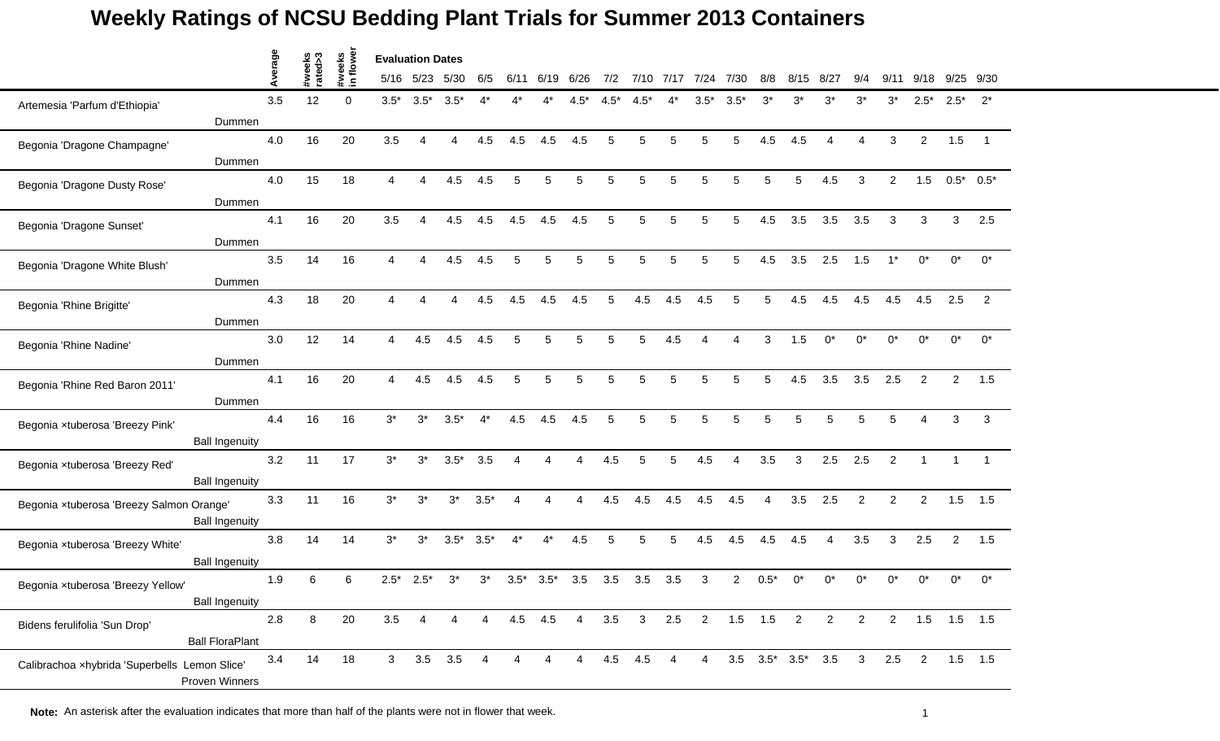# Weekly Ratings of NCSU Bedding Plant Trials for Summer 2013 Containers

| | Average | #weeks rated>3 | #weeks in flower | 5/16 | 5/23 | 5/30 | 6/5 | 6/11 | 6/19 | 6/26 | 7/2 | 7/10 | 7/17 | 7/24 | 7/30 | 8/8 | 8/15 | 8/27 | 9/4 | 9/11 | 9/18 | 9/25 | 9/30 |
|---|---|---|---|---|---|---|---|---|---|---|---|---|---|---|---|---|---|---|---|---|---|---|---|
| Artemesia 'Parfum d'Ethiopia' Dummen | 3.5 | 12 | 0 | 3.5* | 3.5* | 3.5* | 4* | 4* | 4* | 4.5* | 4.5* | 4.5* | 4* | 3.5* | 3.5* | 3* | 3* | 3* | 3* | 3* | 2.5* | 2.5* | 2* |
| Begonia 'Dragone Champagne' Dummen | 4.0 | 16 | 20 | 3.5 | 4 | 4 | 4.5 | 4.5 | 4.5 | 4.5 | 5 | 5 | 5 | 5 | 5 | 4.5 | 4.5 | 4 | 4 | 3 | 2 | 1.5 | 1 |
| Begonia 'Dragone Dusty Rose' Dummen | 4.0 | 15 | 18 | 4 | 4 | 4.5 | 4.5 | 5 | 5 | 5 | 5 | 5 | 5 | 5 | 5 | 5 | 5 | 4.5 | 3 | 2 | 1.5 | 0.5* | 0.5* |
| Begonia 'Dragone Sunset' Dummen | 4.1 | 16 | 20 | 3.5 | 4 | 4.5 | 4.5 | 4.5 | 4.5 | 4.5 | 5 | 5 | 5 | 5 | 5 | 4.5 | 3.5 | 3.5 | 3.5 | 3 | 3 | 3 | 2.5 |
| Begonia 'Dragone White Blush' Dummen | 3.5 | 14 | 16 | 4 | 4 | 4.5 | 4.5 | 5 | 5 | 5 | 5 | 5 | 5 | 5 | 5 | 4.5 | 3.5 | 2.5 | 1.5 | 1* | 0* | 0* | 0* |
| Begonia 'Rhine Brigitte' Dummen | 4.3 | 18 | 20 | 4 | 4 | 4 | 4.5 | 4.5 | 4.5 | 4.5 | 5 | 4.5 | 4.5 | 4.5 | 5 | 5 | 4.5 | 4.5 | 4.5 | 4.5 | 4.5 | 2.5 | 2 |
| Begonia 'Rhine Nadine' Dummen | 3.0 | 12 | 14 | 4 | 4.5 | 4.5 | 4.5 | 5 | 5 | 5 | 5 | 5 | 4.5 | 4 | 4 | 3 | 1.5 | 0* | 0* | 0* | 0* | 0* | 0* |
| Begonia 'Rhine Red Baron 2011' Dummen | 4.1 | 16 | 20 | 4 | 4.5 | 4.5 | 4.5 | 5 | 5 | 5 | 5 | 5 | 5 | 5 | 5 | 5 | 4.5 | 3.5 | 3.5 | 2.5 | 2 | 2 | 1.5 |
| Begonia ×tuberosa 'Breezy Pink' Ball Ingenuity | 4.4 | 16 | 16 | 3* | 3* | 3.5* | 4* | 4.5 | 4.5 | 4.5 | 5 | 5 | 5 | 5 | 5 | 5 | 5 | 5 | 5 | 5 | 4 | 3 | 3 |
| Begonia ×tuberosa 'Breezy Red' Ball Ingenuity | 3.2 | 11 | 17 | 3* | 3* | 3.5* | 3.5 | 4 | 4 | 4 | 4.5 | 5 | 5 | 4.5 | 4 | 3.5 | 3 | 2.5 | 2.5 | 2 | 1 | 1 | 1 |
| Begonia ×tuberosa 'Breezy Salmon Orange' Ball Ingenuity | 3.3 | 11 | 16 | 3* | 3* | 3* | 3.5* | 4 | 4 | 4 | 4.5 | 4.5 | 4.5 | 4.5 | 4.5 | 4 | 3.5 | 2.5 | 2 | 2 | 2 | 1.5 | 1.5 |
| Begonia ×tuberosa 'Breezy White' Ball Ingenuity | 3.8 | 14 | 14 | 3* | 3* | 3.5* | 3.5* | 4* | 4* | 4.5 | 5 | 5 | 5 | 4.5 | 4.5 | 4.5 | 4.5 | 4 | 3.5 | 3 | 2.5 | 2 | 1.5 |
| Begonia ×tuberosa 'Breezy Yellow' Ball Ingenuity | 1.9 | 6 | 6 | 2.5* | 2.5* | 3* | 3* | 3.5* | 3.5* | 3.5 | 3.5 | 3.5 | 3.5 | 3 | 2 | 0.5* | 0* | 0* | 0* | 0* | 0* | 0* | 0* |
| Bidens ferulifolia 'Sun Drop' Ball FloraPlant | 2.8 | 8 | 20 | 3.5 | 4 | 4 | 4 | 4.5 | 4.5 | 4 | 3.5 | 3 | 2.5 | 2 | 1.5 | 1.5 | 2 | 2 | 2 | 2 | 1.5 | 1.5 | 1.5 |
| Calibrachoa ×hybrida 'Superbells Lemon Slice' Proven Winners | 3.4 | 14 | 18 | 3 | 3.5 | 3.5 | 4 | 4 | 4 | 4 | 4.5 | 4.5 | 4 | 4 | 3.5 | 3.5* | 3.5* | 3.5 | 3 | 2.5 | 2 | 1.5 | 1.5 |

**Note:** An asterisk after the evaluation indicates that more than half of the plants were not in flower that week.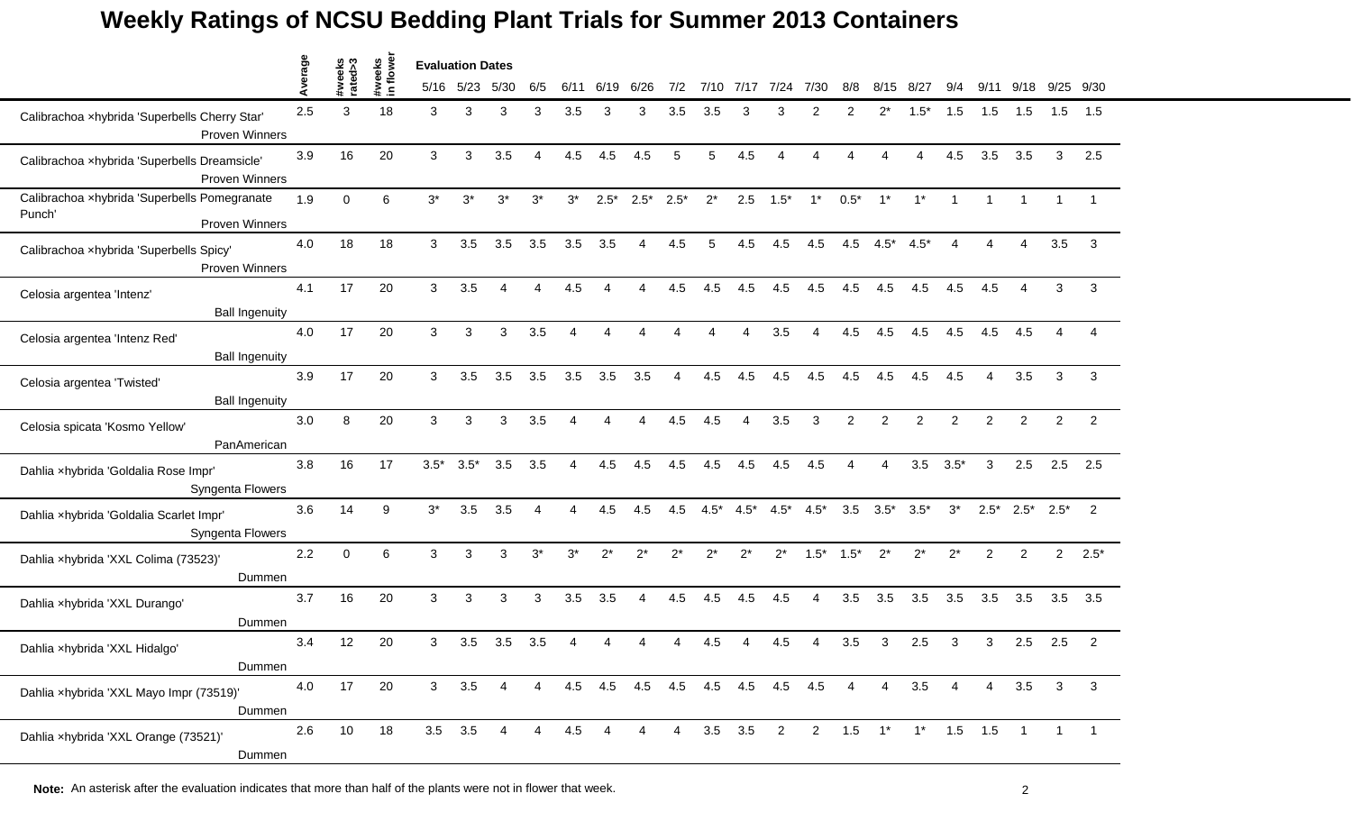# Weekly Ratings of NCSU Bedding Plant Trials for Summer 2013 Containers

| | Average | #weeks rated>3 | #weeks in flower | 5/16 | 5/23 | 5/30 | 6/5 | 6/11 | 6/19 | 6/26 | 7/2 | 7/10 | 7/17 | 7/24 | 7/30 | 8/8 | 8/15 | 8/27 | 9/4 | 9/11 | 9/18 | 9/25 | 9/30 |
|---|---|---|---|---|---|---|---|---|---|---|---|---|---|---|---|---|---|---|---|---|---|---|---|
| | | | | Evaluation Dates | | | | | | | | | | | | | | | | | | | |
| Calibrachoa ×hybrida 'Superbells Cherry Star' Proven Winners | 2.5 | 3 | 18 | 3 | 3 | 3 | 3 | 3.5 | 3 | 3 | 3.5 | 3.5 | 3 | 3 | 2 | 2 | 2* | 1.5* | 1.5 | 1.5 | 1.5 | 1.5 | 1.5 |
| Calibrachoa ×hybrida 'Superbells Dreamsicle' Proven Winners | 3.9 | 16 | 20 | 3 | 3 | 3.5 | 4 | 4.5 | 4.5 | 4.5 | 5 | 5 | 4.5 | 4 | 4 | 4 | 4 | 4 | 4.5 | 3.5 | 3.5 | 3 | 2.5 |
| Calibrachoa ×hybrida 'Superbells Pomegranate Punch' Proven Winners | 1.9 | 0 | 6 | 3* | 3* | 3* | 3* | 3* | 2.5* | 2.5* | 2.5* | 2* | 2.5 | 1.5* | 1* | 0.5* | 1* | 1* | 1 | 1 | 1 | 1 | 1 |
| Calibrachoa ×hybrida 'Superbells Spicy' Proven Winners | 4.0 | 18 | 18 | 3 | 3.5 | 3.5 | 3.5 | 3.5 | 3.5 | 4 | 4.5 | 5 | 4.5 | 4.5 | 4.5 | 4.5 | 4.5* | 4.5* | 4 | 4 | 4 | 3.5 | 3 |
| Celosia argentea 'Intenz' Ball Ingenuity | 4.1 | 17 | 20 | 3 | 3.5 | 4 | 4 | 4.5 | 4 | 4 | 4.5 | 4.5 | 4.5 | 4.5 | 4.5 | 4.5 | 4.5 | 4.5 | 4.5 | 4.5 | 4 | 3 | 3 |
| Celosia argentea 'Intenz Red' Ball Ingenuity | 4.0 | 17 | 20 | 3 | 3 | 3 | 3.5 | 4 | 4 | 4 | 4 | 4 | 4 | 3.5 | 4 | 4.5 | 4.5 | 4.5 | 4.5 | 4.5 | 4.5 | 4 | 4 |
| Celosia argentea 'Twisted' Ball Ingenuity | 3.9 | 17 | 20 | 3 | 3.5 | 3.5 | 3.5 | 3.5 | 3.5 | 3.5 | 4 | 4.5 | 4.5 | 4.5 | 4.5 | 4.5 | 4.5 | 4.5 | 4.5 | 4 | 3.5 | 3 | 3 |
| Celosia spicata 'Kosmo Yellow' PanAmerican | 3.0 | 8 | 20 | 3 | 3 | 3 | 3.5 | 4 | 4 | 4 | 4.5 | 4.5 | 4 | 3.5 | 3 | 2 | 2 | 2 | 2 | 2 | 2 | 2 | 2 |
| Dahlia ×hybrida 'Goldalia Rose Impr' Syngenta Flowers | 3.8 | 16 | 17 | 3.5* | 3.5* | 3.5 | 3.5 | 4 | 4.5 | 4.5 | 4.5 | 4.5 | 4.5 | 4.5 | 4.5 | 4 | 4 | 3.5 | 3.5* | 3 | 2.5 | 2.5 | 2.5 |
| Dahlia ×hybrida 'Goldalia Scarlet Impr' Syngenta Flowers | 3.6 | 14 | 9 | 3* | 3.5 | 3.5 | 4 | 4 | 4.5 | 4.5 | 4.5 | 4.5* | 4.5* | 4.5* | 4.5* | 3.5 | 3.5* | 3.5* | 3* | 2.5* | 2.5* | 2.5* | 2 |
| Dahlia ×hybrida 'XXL Colima (73523)' Dummen | 2.2 | 0 | 6 | 3 | 3 | 3 | 3* | 3* | 2* | 2* | 2* | 2* | 2* | 2* | 1.5* | 1.5* | 2* | 2* | 2* | 2 | 2 | 2 | 2.5* |
| Dahlia ×hybrida 'XXL Durango' Dummen | 3.7 | 16 | 20 | 3 | 3 | 3 | 3 | 3.5 | 3.5 | 4 | 4.5 | 4.5 | 4.5 | 4.5 | 4 | 3.5 | 3.5 | 3.5 | 3.5 | 3.5 | 3.5 | 3.5 | 3.5 |
| Dahlia ×hybrida 'XXL Hidalgo' Dummen | 3.4 | 12 | 20 | 3 | 3.5 | 3.5 | 3.5 | 4 | 4 | 4 | 4 | 4.5 | 4 | 4.5 | 4 | 3.5 | 3 | 2.5 | 3 | 3 | 2.5 | 2.5 | 2 |
| Dahlia ×hybrida 'XXL Mayo Impr (73519)' Dummen | 4.0 | 17 | 20 | 3 | 3.5 | 4 | 4 | 4.5 | 4.5 | 4.5 | 4.5 | 4.5 | 4.5 | 4.5 | 4.5 | 4 | 4 | 3.5 | 4 | 4 | 3.5 | 3 | 3 |
| Dahlia ×hybrida 'XXL Orange (73521)' Dummen | 2.6 | 10 | 18 | 3.5 | 3.5 | 4 | 4 | 4.5 | 4 | 4 | 4 | 3.5 | 3.5 | 2 | 2 | 1.5 | 1* | 1* | 1.5 | 1.5 | 1 | 1 | 1 |

**Note:** An asterisk after the evaluation indicates that more than half of the plants were not in flower that week.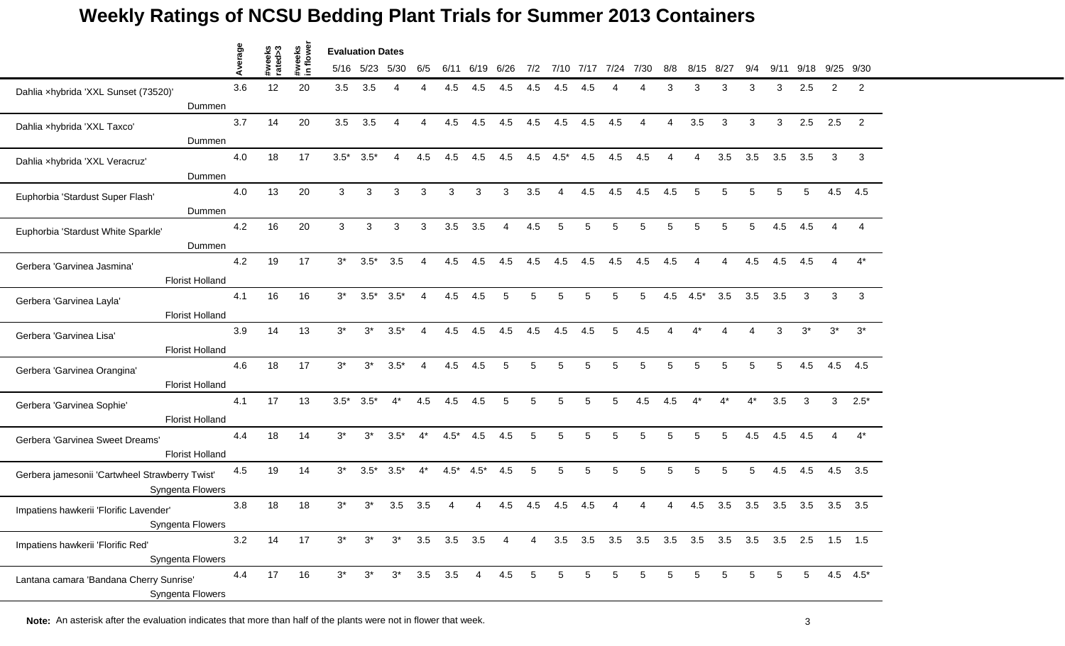# Weekly Ratings of NCSU Bedding Plant Trials for Summer 2013 Containers

| | Average | #weeks rated>3 | #weeks in flower | 5/16 | 5/23 | 5/30 | 6/5 | 6/11 | 6/19 | 6/26 | 7/2 | 7/10 | 7/17 | 7/24 | 7/30 | 8/8 | 8/15 | 8/27 | 9/4 | 9/11 | 9/18 | 9/25 | 9/30 |
|---|---|---|---|---|---|---|---|---|---|---|---|---|---|---|---|---|---|---|---|---|---|---|---|
| | | | | **Evaluation Dates** | | | | | | | | | | | | | | | | | | | |
| Dahlia ×hybrida 'XXL Sunset (73520)' Dummen | 3.6 | 12 | 20 | 3.5 | 3.5 | 4 | 4 | 4.5 | 4.5 | 4.5 | 4.5 | 4.5 | 4.5 | 4 | 4 | 3 | 3 | 3 | 3 | 3 | 2.5 | 2 | 2 |
| Dahlia ×hybrida 'XXL Taxco' Dummen | 3.7 | 14 | 20 | 3.5 | 3.5 | 4 | 4 | 4.5 | 4.5 | 4.5 | 4.5 | 4.5 | 4.5 | 4.5 | 4 | 4 | 3.5 | 3 | 3 | 3 | 2.5 | 2.5 | 2 |
| Dahlia ×hybrida 'XXL Veracruz' Dummen | 4.0 | 18 | 17 | 3.5* | 3.5* | 4 | 4.5 | 4.5 | 4.5 | 4.5 | 4.5 | 4.5* | 4.5 | 4.5 | 4.5 | 4 | 4 | 3.5 | 3.5 | 3.5 | 3.5 | 3 | 3 |
| Euphorbia 'Stardust Super Flash' Dummen | 4.0 | 13 | 20 | 3 | 3 | 3 | 3 | 3 | 3 | 3 | 3.5 | 4 | 4.5 | 4.5 | 4.5 | 4.5 | 5 | 5 | 5 | 5 | 5 | 4.5 | 4.5 |
| Euphorbia 'Stardust White Sparkle' Dummen | 4.2 | 16 | 20 | 3 | 3 | 3 | 3 | 3.5 | 3.5 | 4 | 4.5 | 5 | 5 | 5 | 5 | 5 | 5 | 5 | 5 | 4.5 | 4.5 | 4 | 4 |
| Gerbera 'Garvinea Jasmina' Florist Holland | 4.2 | 19 | 17 | 3* | 3.5* | 3.5 | 4 | 4.5 | 4.5 | 4.5 | 4.5 | 4.5 | 4.5 | 4.5 | 4.5 | 4.5 | 4 | 4 | 4.5 | 4.5 | 4.5 | 4 | 4* |
| Gerbera 'Garvinea Layla' Florist Holland | 4.1 | 16 | 16 | 3* | 3.5* | 3.5* | 4 | 4.5 | 4.5 | 5 | 5 | 5 | 5 | 5 | 5 | 4.5 | 4.5* | 3.5 | 3.5 | 3.5 | 3 | 3 | 3 |
| Gerbera 'Garvinea Lisa' Florist Holland | 3.9 | 14 | 13 | 3* | 3* | 3.5* | 4 | 4.5 | 4.5 | 4.5 | 4.5 | 4.5 | 4.5 | 5 | 4.5 | 4 | 4* | 4 | 4 | 3 | 3* | 3* | 3* |
| Gerbera 'Garvinea Orangina' Florist Holland | 4.6 | 18 | 17 | 3* | 3* | 3.5* | 4 | 4.5 | 4.5 | 5 | 5 | 5 | 5 | 5 | 5 | 5 | 5 | 5 | 5 | 5 | 4.5 | 4.5 | 4.5 |
| Gerbera 'Garvinea Sophie' Florist Holland | 4.1 | 17 | 13 | 3.5* | 3.5* | 4* | 4.5 | 4.5 | 4.5 | 5 | 5 | 5 | 5 | 5 | 4.5 | 4.5 | 4* | 4* | 4* | 3.5 | 3 | 3 | 2.5* |
| Gerbera 'Garvinea Sweet Dreams' Florist Holland | 4.4 | 18 | 14 | 3* | 3* | 3.5* | 4* | 4.5* | 4.5 | 4.5 | 5 | 5 | 5 | 5 | 5 | 5 | 5 | 5 | 4.5 | 4.5 | 4.5 | 4 | 4* |
| Gerbera jamesonii 'Cartwheel Strawberry Twist' Syngenta Flowers | 4.5 | 19 | 14 | 3* | 3.5* | 3.5* | 4* | 4.5* | 4.5* | 4.5 | 5 | 5 | 5 | 5 | 5 | 5 | 5 | 5 | 5 | 4.5 | 4.5 | 4.5 | 3.5 |
| Impatiens hawkerii 'Florific Lavender' Syngenta Flowers | 3.8 | 18 | 18 | 3* | 3* | 3.5 | 3.5 | 4 | 4 | 4.5 | 4.5 | 4.5 | 4.5 | 4 | 4 | 4 | 4.5 | 3.5 | 3.5 | 3.5 | 3.5 | 3.5 | 3.5 |
| Impatiens hawkerii 'Florific Red' Syngenta Flowers | 3.2 | 14 | 17 | 3* | 3* | 3* | 3.5 | 3.5 | 3.5 | 4 | 4 | 3.5 | 3.5 | 3.5 | 3.5 | 3.5 | 3.5 | 3.5 | 3.5 | 3.5 | 2.5 | 1.5 | 1.5 |
| Lantana camara 'Bandana Cherry Sunrise' Syngenta Flowers | 4.4 | 17 | 16 | 3* | 3* | 3* | 3.5 | 3.5 | 4 | 4.5 | 5 | 5 | 5 | 5 | 5 | 5 | 5 | 5 | 5 | 5 | 5 | 4.5 | 4.5* |

**Note:** An asterisk after the evaluation indicates that more than half of the plants were not in flower that week.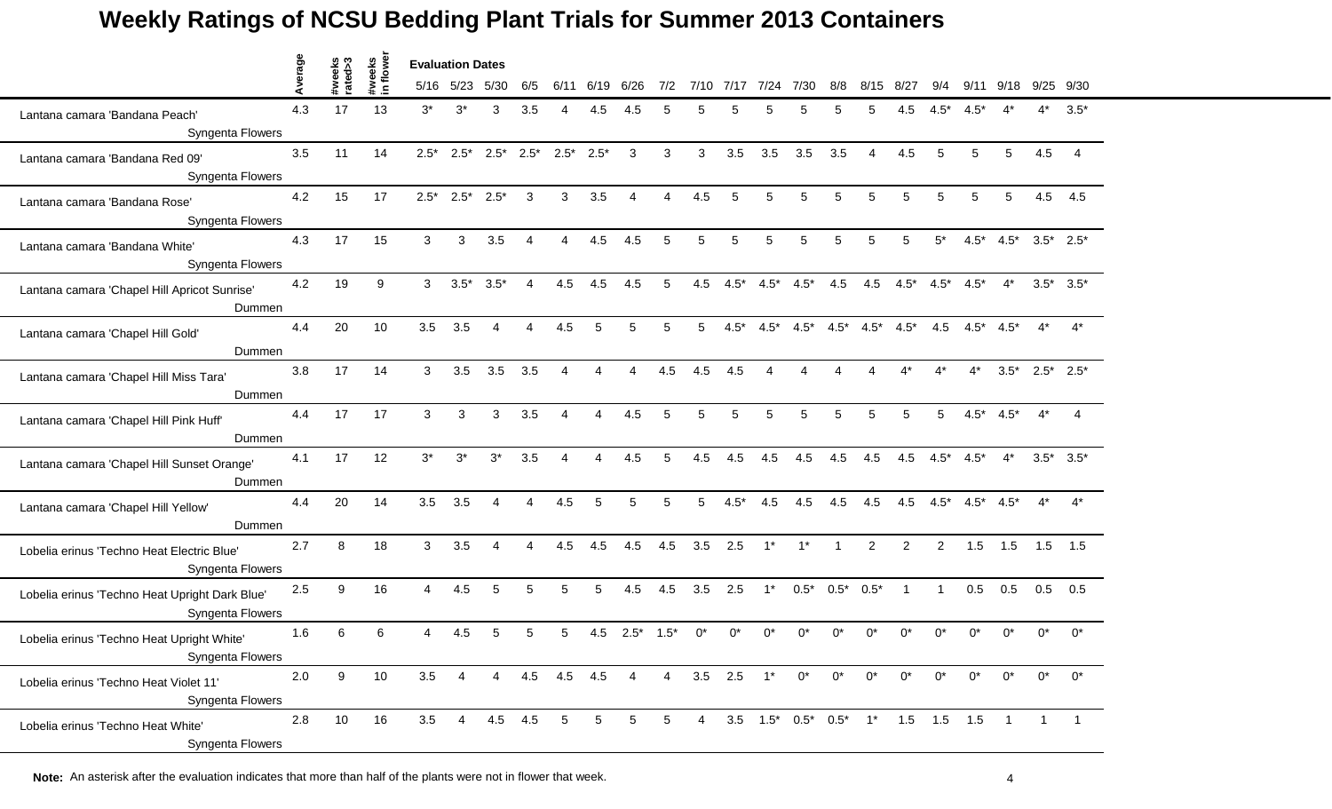# Weekly Ratings of NCSU Bedding Plant Trials for Summer 2013 Containers

| | Average | #weeks rated>3 | #weeks in flower | 5/16 | 5/23 | 5/30 | 6/5 | 6/11 | 6/19 | 6/26 | 7/2 | 7/10 | 7/17 | 7/24 | 7/30 | 8/8 | 8/15 | 8/27 | 9/4 | 9/11 | 9/18 | 9/25 | 9/30 |
|---|---|---|---|---|---|---|---|---|---|---|---|---|---|---|---|---|---|---|---|---|---|---|---|
| | | | | Evaluation Dates | | | | | | | | | | | | | | | | | | | |
| Lantana camara 'Bandana Peach' Syngenta Flowers | 4.3 | 17 | 13 | 3* | 3* | 3 | 3.5 | 4 | 4.5 | 4.5 | 5 | 5 | 5 | 5 | 5 | 5 | 5 | 4.5 | 4.5* | 4.5* | 4* | 4* | 3.5* |
| Lantana camara 'Bandana Red 09' Syngenta Flowers | 3.5 | 11 | 14 | 2.5* | 2.5* | 2.5* | 2.5* | 2.5* | 2.5* | 3 | 3 | 3 | 3.5 | 3.5 | 3.5 | 3.5 | 4 | 4.5 | 5 | 5 | 5 | 4.5 | 4 |
| Lantana camara 'Bandana Rose' Syngenta Flowers | 4.2 | 15 | 17 | 2.5* | 2.5* | 2.5* | 3 | 3 | 3.5 | 4 | 4 | 4.5 | 5 | 5 | 5 | 5 | 5 | 5 | 5 | 5 | 5 | 4.5 | 4.5 |
| Lantana camara 'Bandana White' Syngenta Flowers | 4.3 | 17 | 15 | 3 | 3 | 3.5 | 4 | 4 | 4.5 | 4.5 | 5 | 5 | 5 | 5 | 5 | 5 | 5 | 5 | 5* | 4.5* | 4.5* | 3.5* | 2.5* |
| Lantana camara 'Chapel Hill Apricot Sunrise' Dummen | 4.2 | 19 | 9 | 3 | 3.5* | 3.5* | 4 | 4.5 | 4.5 | 4.5 | 5 | 4.5 | 4.5* | 4.5* | 4.5* | 4.5 | 4.5 | 4.5* | 4.5* | 4.5* | 4* | 3.5* | 3.5* |
| Lantana camara 'Chapel Hill Gold' Dummen | 4.4 | 20 | 10 | 3.5 | 3.5 | 4 | 4 | 4.5 | 5 | 5 | 5 | 5 | 4.5* | 4.5* | 4.5* | 4.5* | 4.5* | 4.5* | 4.5 | 4.5* | 4.5* | 4* | 4* |
| Lantana camara 'Chapel Hill Miss Tara' Dummen | 3.8 | 17 | 14 | 3 | 3.5 | 3.5 | 3.5 | 4 | 4 | 4 | 4.5 | 4.5 | 4.5 | 4 | 4 | 4 | 4 | 4* | 4* | 4* | 3.5* | 2.5* | 2.5* |
| Lantana camara 'Chapel Hill Pink Huff' Dummen | 4.4 | 17 | 17 | 3 | 3 | 3 | 3.5 | 4 | 4 | 4.5 | 5 | 5 | 5 | 5 | 5 | 5 | 5 | 5 | 5 | 4.5* | 4.5* | 4* | 4 |
| Lantana camara 'Chapel Hill Sunset Orange' Dummen | 4.1 | 17 | 12 | 3* | 3* | 3* | 3.5 | 4 | 4 | 4.5 | 5 | 4.5 | 4.5 | 4.5 | 4.5 | 4.5 | 4.5 | 4.5 | 4.5* | 4.5* | 4* | 3.5* | 3.5* |
| Lantana camara 'Chapel Hill Yellow' Dummen | 4.4 | 20 | 14 | 3.5 | 3.5 | 4 | 4 | 4.5 | 5 | 5 | 5 | 5 | 4.5* | 4.5 | 4.5 | 4.5 | 4.5 | 4.5 | 4.5* | 4.5* | 4.5* | 4* | 4* |
| Lobelia erinus 'Techno Heat Electric Blue' Syngenta Flowers | 2.7 | 8 | 18 | 3 | 3.5 | 4 | 4 | 4.5 | 4.5 | 4.5 | 4.5 | 3.5 | 2.5 | 1* | 1* | 1 | 2 | 2 | 2 | 1.5 | 1.5 | 1.5 | 1.5 |
| Lobelia erinus 'Techno Heat Upright Dark Blue' Syngenta Flowers | 2.5 | 9 | 16 | 4 | 4.5 | 5 | 5 | 5 | 5 | 4.5 | 4.5 | 3.5 | 2.5 | 1* | 0.5* | 0.5* | 0.5* | 1 | 1 | 0.5 | 0.5 | 0.5 | 0.5 |
| Lobelia erinus 'Techno Heat Upright White' Syngenta Flowers | 1.6 | 6 | 6 | 4 | 4.5 | 5 | 5 | 5 | 4.5 | 2.5* | 1.5* | 0* | 0* | 0* | 0* | 0* | 0* | 0* | 0* | 0* | 0* | 0* | 0* |
| Lobelia erinus 'Techno Heat Violet 11' Syngenta Flowers | 2.0 | 9 | 10 | 3.5 | 4 | 4 | 4.5 | 4.5 | 4.5 | 4 | 4 | 3.5 | 2.5 | 1* | 0* | 0* | 0* | 0* | 0* | 0* | 0* | 0* | 0* |
| Lobelia erinus 'Techno Heat White' Syngenta Flowers | 2.8 | 10 | 16 | 3.5 | 4 | 4.5 | 4.5 | 5 | 5 | 5 | 5 | 4 | 3.5 | 1.5* | 0.5* | 0.5* | 1* | 1.5 | 1.5 | 1.5 | 1 | 1 | 1 |

**Note:** An asterisk after the evaluation indicates that more than half of the plants were not in flower that week.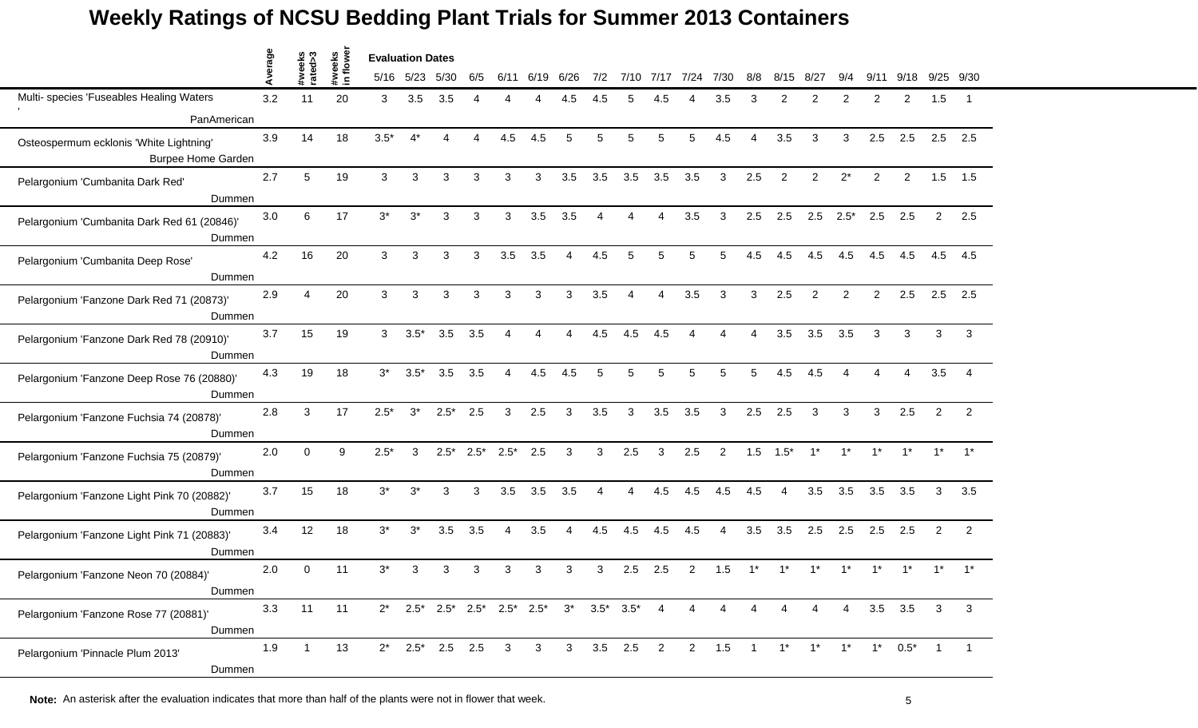# Weekly Ratings of NCSU Bedding Plant Trials for Summer 2013 Containers

| | Average | #weeks rated>3 | #weeks in flower | 5/16 | 5/23 | 5/30 | 6/5 | 6/11 | 6/19 | 6/26 | 7/2 | 7/10 | 7/17 | 7/24 | 7/30 | 8/8 | 8/15 | 8/27 | 9/4 | 9/11 | 9/18 | 9/25 | 9/30 |
|---|---|---|---|---|---|---|---|---|---|---|---|---|---|---|---|---|---|---|---|---|---|---|---|
| | | | | Evaluation Dates | | | | | | | | | | | | | | | | | | | |
| Multi- species 'Fuseables Healing Waters ' PanAmerican | 3.2 | 11 | 20 | 3 | 3.5 | 3.5 | 4 | 4 | 4 | 4.5 | 4.5 | 5 | 4.5 | 4 | 3.5 | 3 | 2 | 2 | 2 | 2 | 2 | 1.5 | 1 |
| Osteospermum ecklonis 'White Lightning' Burpee Home Garden | 3.9 | 14 | 18 | 3.5* | 4* | 4 | 4 | 4.5 | 4.5 | 5 | 5 | 5 | 5 | 5 | 4.5 | 4 | 3.5 | 3 | 3 | 2.5 | 2.5 | 2.5 | 2.5 |
| Pelargonium 'Cumbanita Dark Red' Dummen | 2.7 | 5 | 19 | 3 | 3 | 3 | 3 | 3 | 3 | 3.5 | 3.5 | 3.5 | 3.5 | 3.5 | 3 | 2.5 | 2 | 2 | 2* | 2 | 2 | 1.5 | 1.5 |
| Pelargonium 'Cumbanita Dark Red 61 (20846)' Dummen | 3.0 | 6 | 17 | 3* | 3* | 3 | 3 | 3 | 3.5 | 3.5 | 4 | 4 | 4 | 3.5 | 3 | 2.5 | 2.5 | 2.5 | 2.5* | 2.5 | 2.5 | 2 | 2.5 |
| Pelargonium 'Cumbanita Deep Rose' Dummen | 4.2 | 16 | 20 | 3 | 3 | 3 | 3 | 3.5 | 3.5 | 4 | 4.5 | 5 | 5 | 5 | 5 | 4.5 | 4.5 | 4.5 | 4.5 | 4.5 | 4.5 | 4.5 | 4.5 |
| Pelargonium 'Fanzone Dark Red 71 (20873)' Dummen | 2.9 | 4 | 20 | 3 | 3 | 3 | 3 | 3 | 3 | 3 | 3.5 | 4 | 4 | 3.5 | 3 | 3 | 2.5 | 2 | 2 | 2 | 2.5 | 2.5 | 2.5 |
| Pelargonium 'Fanzone Dark Red 78 (20910)' Dummen | 3.7 | 15 | 19 | 3 | 3.5* | 3.5 | 3.5 | 4 | 4 | 4 | 4.5 | 4.5 | 4.5 | 4 | 4 | 4 | 3.5 | 3.5 | 3.5 | 3 | 3 | 3 | 3 |
| Pelargonium 'Fanzone Deep Rose 76 (20880)' Dummen | 4.3 | 19 | 18 | 3* | 3.5* | 3.5 | 3.5 | 4 | 4.5 | 4.5 | 5 | 5 | 5 | 5 | 5 | 5 | 4.5 | 4.5 | 4 | 4 | 4 | 3.5 | 4 |
| Pelargonium 'Fanzone Fuchsia 74 (20878)' Dummen | 2.8 | 3 | 17 | 2.5* | 3* | 2.5* | 2.5 | 3 | 2.5 | 3 | 3.5 | 3 | 3.5 | 3.5 | 3 | 2.5 | 2.5 | 3 | 3 | 3 | 2.5 | 2 | 2 |
| Pelargonium 'Fanzone Fuchsia 75 (20879)' Dummen | 2.0 | 0 | 9 | 2.5* | 3 | 2.5* | 2.5* | 2.5* | 2.5 | 3 | 3 | 2.5 | 3 | 2.5 | 2 | 1.5 | 1.5* | 1* | 1* | 1* | 1* | 1* | 1* |
| Pelargonium 'Fanzone Light Pink 70 (20882)' Dummen | 3.7 | 15 | 18 | 3* | 3* | 3 | 3 | 3.5 | 3.5 | 3.5 | 4 | 4 | 4.5 | 4.5 | 4.5 | 4.5 | 4 | 3.5 | 3.5 | 3.5 | 3.5 | 3 | 3.5 |
| Pelargonium 'Fanzone Light Pink 71 (20883)' Dummen | 3.4 | 12 | 18 | 3* | 3* | 3.5 | 3.5 | 4 | 3.5 | 4 | 4.5 | 4.5 | 4.5 | 4.5 | 4 | 3.5 | 3.5 | 2.5 | 2.5 | 2.5 | 2.5 | 2 | 2 |
| Pelargonium 'Fanzone Neon 70 (20884)' Dummen | 2.0 | 0 | 11 | 3* | 3 | 3 | 3 | 3 | 3 | 3 | 3 | 2.5 | 2.5 | 2 | 1.5 | 1* | 1* | 1* | 1* | 1* | 1* | 1* | 1* |
| Pelargonium 'Fanzone Rose 77 (20881)' Dummen | 3.3 | 11 | 11 | 2* | 2.5* | 2.5* | 2.5* | 2.5* | 2.5* | 3* | 3.5* | 3.5* | 4 | 4 | 4 | 4 | 4 | 4 | 4 | 3.5 | 3.5 | 3 | 3 |
| Pelargonium 'Pinnacle Plum 2013' Dummen | 1.9 | 1 | 13 | 2* | 2.5* | 2.5 | 2.5 | 3 | 3 | 3 | 3.5 | 2.5 | 2 | 2 | 1.5 | 1 | 1* | 1* | 1* | 1* | 0.5* | 1 | 1 |

**Note:** An asterisk after the evaluation indicates that more than half of the plants were not in flower that week.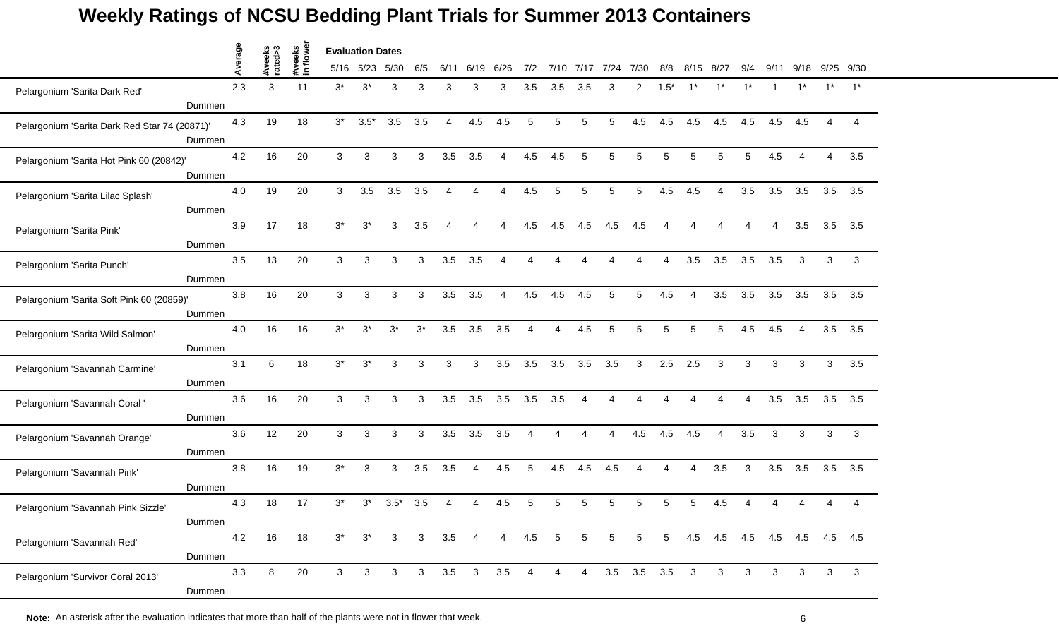# Weekly Ratings of NCSU Bedding Plant Trials for Summer 2013 Containers

| | Average | #weeks rated>3 | #weeks in flower | Evaluation Dates 5/16 | 5/23 | 5/30 | 6/5 | 6/11 | 6/19 | 6/26 | 7/2 | 7/10 | 7/17 | 7/24 | 7/30 | 8/8 | 8/15 | 8/27 | 9/4 | 9/11 | 9/18 | 9/25 | 9/30 |
|---|---|---|---|---|---|---|---|---|---|---|---|---|---|---|---|---|---|---|---|---|---|---|---|
| Pelargonium 'Sarita Dark Red' Dummen | 2.3 | 3 | 11 | 3* | 3* | 3 | 3 | 3 | 3 | 3 | 3.5 | 3.5 | 3.5 | 3 | 2 | 1.5* | 1* | 1* | 1* | 1 | 1* | 1* | 1* |
| Pelargonium 'Sarita Dark Red Star 74 (20871)' Dummen | 4.3 | 19 | 18 | 3* | 3.5* | 3.5 | 3.5 | 4 | 4.5 | 4.5 | 5 | 5 | 5 | 5 | 4.5 | 4.5 | 4.5 | 4.5 | 4.5 | 4.5 | 4.5 | 4 | 4 |
| Pelargonium 'Sarita Hot Pink 60 (20842)' Dummen | 4.2 | 16 | 20 | 3 | 3 | 3 | 3 | 3.5 | 3.5 | 4 | 4.5 | 4.5 | 5 | 5 | 5 | 5 | 5 | 5 | 5 | 4.5 | 4 | 4 | 3.5 |
| Pelargonium 'Sarita Lilac Splash' Dummen | 4.0 | 19 | 20 | 3 | 3.5 | 3.5 | 3.5 | 4 | 4 | 4 | 4.5 | 5 | 5 | 5 | 5 | 4.5 | 4.5 | 4 | 3.5 | 3.5 | 3.5 | 3.5 | 3.5 |
| Pelargonium 'Sarita Pink' Dummen | 3.9 | 17 | 18 | 3* | 3* | 3 | 3.5 | 4 | 4 | 4 | 4.5 | 4.5 | 4.5 | 4.5 | 4.5 | 4 | 4 | 4 | 4 | 4 | 3.5 | 3.5 | 3.5 |
| Pelargonium 'Sarita Punch' Dummen | 3.5 | 13 | 20 | 3 | 3 | 3 | 3 | 3.5 | 3.5 | 4 | 4 | 4 | 4 | 4 | 4 | 4 | 3.5 | 3.5 | 3.5 | 3.5 | 3 | 3 | 3 |
| Pelargonium 'Sarita Soft Pink 60 (20859)' Dummen | 3.8 | 16 | 20 | 3 | 3 | 3 | 3 | 3.5 | 3.5 | 4 | 4.5 | 4.5 | 4.5 | 5 | 5 | 4.5 | 4 | 3.5 | 3.5 | 3.5 | 3.5 | 3.5 | 3.5 |
| Pelargonium 'Sarita Wild Salmon' Dummen | 4.0 | 16 | 16 | 3* | 3* | 3* | 3* | 3.5 | 3.5 | 3.5 | 4 | 4 | 4.5 | 5 | 5 | 5 | 5 | 5 | 4.5 | 4.5 | 4 | 3.5 | 3.5 |
| Pelargonium 'Savannah Carmine' Dummen | 3.1 | 6 | 18 | 3* | 3* | 3 | 3 | 3 | 3 | 3.5 | 3.5 | 3.5 | 3.5 | 3.5 | 3 | 2.5 | 2.5 | 3 | 3 | 3 | 3 | 3 | 3.5 |
| Pelargonium 'Savannah Coral ' Dummen | 3.6 | 16 | 20 | 3 | 3 | 3 | 3 | 3.5 | 3.5 | 3.5 | 3.5 | 3.5 | 4 | 4 | 4 | 4 | 4 | 4 | 4 | 3.5 | 3.5 | 3.5 | 3.5 |
| Pelargonium 'Savannah Orange' Dummen | 3.6 | 12 | 20 | 3 | 3 | 3 | 3 | 3.5 | 3.5 | 3.5 | 4 | 4 | 4 | 4 | 4.5 | 4.5 | 4.5 | 4 | 3.5 | 3 | 3 | 3 | 3 |
| Pelargonium 'Savannah Pink' Dummen | 3.8 | 16 | 19 | 3* | 3 | 3 | 3.5 | 3.5 | 4 | 4.5 | 5 | 4.5 | 4.5 | 4.5 | 4 | 4 | 4 | 3.5 | 3 | 3.5 | 3.5 | 3.5 | 3.5 |
| Pelargonium 'Savannah Pink Sizzle' Dummen | 4.3 | 18 | 17 | 3* | 3* | 3.5* | 3.5 | 4 | 4 | 4.5 | 5 | 5 | 5 | 5 | 5 | 5 | 5 | 4.5 | 4 | 4 | 4 | 4 | 4 |
| Pelargonium 'Savannah Red' Dummen | 4.2 | 16 | 18 | 3* | 3* | 3 | 3 | 3.5 | 4 | 4 | 4.5 | 5 | 5 | 5 | 5 | 5 | 4.5 | 4.5 | 4.5 | 4.5 | 4.5 | 4.5 | 4.5 |
| Pelargonium 'Survivor Coral 2013' Dummen | 3.3 | 8 | 20 | 3 | 3 | 3 | 3 | 3.5 | 3 | 3.5 | 4 | 4 | 4 | 3.5 | 3.5 | 3.5 | 3 | 3 | 3 | 3 | 3 | 3 | 3 |

**Note:** An asterisk after the evaluation indicates that more than half of the plants were not in flower that week.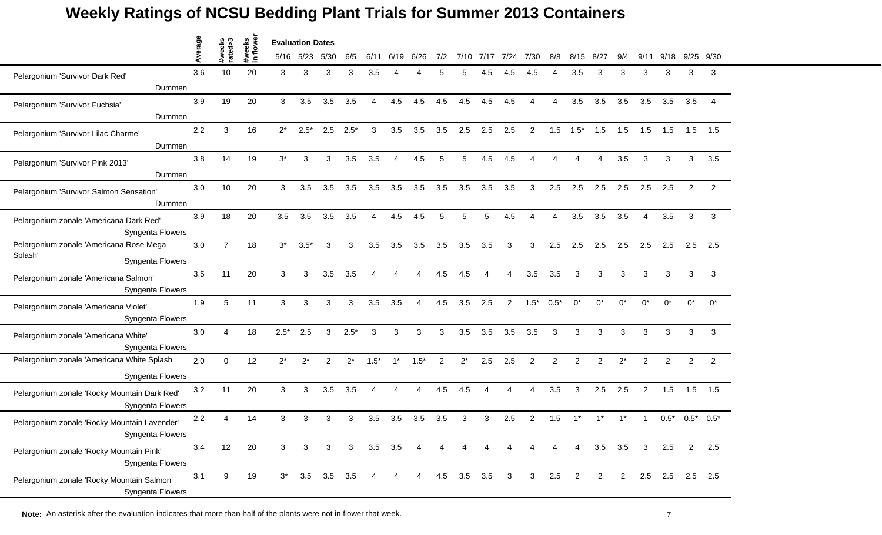# Weekly Ratings of NCSU Bedding Plant Trials for Summer 2013 Containers

| | Average | #weeks rated>3 | #weeks in flower | 5/16 | 5/23 | 5/30 | 6/5 | 6/11 | 6/19 | 6/26 | 7/2 | 7/10 | 7/17 | 7/24 | 7/30 | 8/8 | 8/15 | 8/27 | 9/4 | 9/11 | 9/18 | 9/25 | 9/30 |
|---|---|---|---|---|---|---|---|---|---|---|---|---|---|---|---|---|---|---|---|---|---|---|---|
| Pelargonium 'Survivor Dark Red' Dummen | 3.6 | 10 | 20 | 3 | 3 | 3 | 3 | 3.5 | 4 | 4 | 5 | 5 | 4.5 | 4.5 | 4.5 | 4 | 3.5 | 3 | 3 | 3 | 3 | 3 | 3 |
| Pelargonium 'Survivor Fuchsia' Dummen | 3.9 | 19 | 20 | 3 | 3.5 | 3.5 | 3.5 | 4 | 4.5 | 4.5 | 4.5 | 4.5 | 4.5 | 4.5 | 4 | 4 | 3.5 | 3.5 | 3.5 | 3.5 | 3.5 | 3.5 | 4 |
| Pelargonium 'Survivor Lilac Charme' Dummen | 2.2 | 3 | 16 | 2* | 2.5* | 2.5 | 2.5* | 3 | 3.5 | 3.5 | 3.5 | 2.5 | 2.5 | 2.5 | 2 | 1.5 | 1.5* | 1.5 | 1.5 | 1.5 | 1.5 | 1.5 | 1.5 |
| Pelargonium 'Survivor Pink 2013' Dummen | 3.8 | 14 | 19 | 3* | 3 | 3 | 3.5 | 3.5 | 4 | 4.5 | 5 | 5 | 4.5 | 4.5 | 4 | 4 | 4 | 4 | 3.5 | 3 | 3 | 3 | 3.5 |
| Pelargonium 'Survivor Salmon Sensation' Dummen | 3.0 | 10 | 20 | 3 | 3.5 | 3.5 | 3.5 | 3.5 | 3.5 | 3.5 | 3.5 | 3.5 | 3.5 | 3.5 | 3 | 2.5 | 2.5 | 2.5 | 2.5 | 2.5 | 2.5 | 2 | 2 |
| Pelargonium zonale 'Americana Dark Red' Syngenta Flowers | 3.9 | 18 | 20 | 3.5 | 3.5 | 3.5 | 3.5 | 4 | 4.5 | 4.5 | 5 | 5 | 5 | 4.5 | 4 | 4 | 3.5 | 3.5 | 3.5 | 4 | 3.5 | 3 | 3 |
| Pelargonium zonale 'Americana Rose Mega Splash' Syngenta Flowers | 3.0 | 7 | 18 | 3* | 3.5* | 3 | 3 | 3.5 | 3.5 | 3.5 | 3.5 | 3.5 | 3.5 | 3 | 3 | 2.5 | 2.5 | 2.5 | 2.5 | 2.5 | 2.5 | 2.5 | 2.5 |
| Pelargonium zonale 'Americana Salmon' Syngenta Flowers | 3.5 | 11 | 20 | 3 | 3 | 3.5 | 3.5 | 4 | 4 | 4 | 4.5 | 4.5 | 4 | 4 | 3.5 | 3.5 | 3 | 3 | 3 | 3 | 3 | 3 | 3 |
| Pelargonium zonale 'Americana Violet' Syngenta Flowers | 1.9 | 5 | 11 | 3 | 3 | 3 | 3 | 3.5 | 3.5 | 4 | 4.5 | 3.5 | 2.5 | 2 | 1.5* | 0.5* | 0* | 0* | 0* | 0* | 0* | 0* | 0* |
| Pelargonium zonale 'Americana White' Syngenta Flowers | 3.0 | 4 | 18 | 2.5* | 2.5 | 3 | 2.5* | 3 | 3 | 3 | 3 | 3.5 | 3.5 | 3.5 | 3.5 | 3 | 3 | 3 | 3 | 3 | 3 | 3 | 3 |
| Pelargonium zonale 'Americana White Splash' Syngenta Flowers | 2.0 | 0 | 12 | 2* | 2* | 2 | 2* | 1.5* | 1* | 1.5* | 2 | 2* | 2.5 | 2.5 | 2 | 2 | 2 | 2 | 2* | 2 | 2 | 2 | 2 |
| Pelargonium zonale 'Rocky Mountain Dark Red' Syngenta Flowers | 3.2 | 11 | 20 | 3 | 3 | 3.5 | 3.5 | 4 | 4 | 4 | 4.5 | 4.5 | 4 | 4 | 4 | 3.5 | 3 | 2.5 | 2.5 | 2 | 1.5 | 1.5 | 1.5 |
| Pelargonium zonale 'Rocky Mountain Lavender' Syngenta Flowers | 2.2 | 4 | 14 | 3 | 3 | 3 | 3 | 3.5 | 3.5 | 3.5 | 3.5 | 3 | 3 | 2.5 | 2 | 1.5 | 1* | 1* | 1* | 1 | 0.5* | 0.5* | 0.5* |
| Pelargonium zonale 'Rocky Mountain Pink' Syngenta Flowers | 3.4 | 12 | 20 | 3 | 3 | 3 | 3 | 3.5 | 3.5 | 4 | 4 | 4 | 4 | 4 | 4 | 4 | 4 | 3.5 | 3.5 | 3 | 2.5 | 2 | 2.5 |
| Pelargonium zonale 'Rocky Mountain Salmon' Syngenta Flowers | 3.1 | 9 | 19 | 3* | 3.5 | 3.5 | 3.5 | 4 | 4 | 4 | 4.5 | 3.5 | 3.5 | 3 | 3 | 2.5 | 2 | 2 | 2 | 2.5 | 2.5 | 2.5 | 2.5 |

**Note:** An asterisk after the evaluation indicates that more than half of the plants were not in flower that week.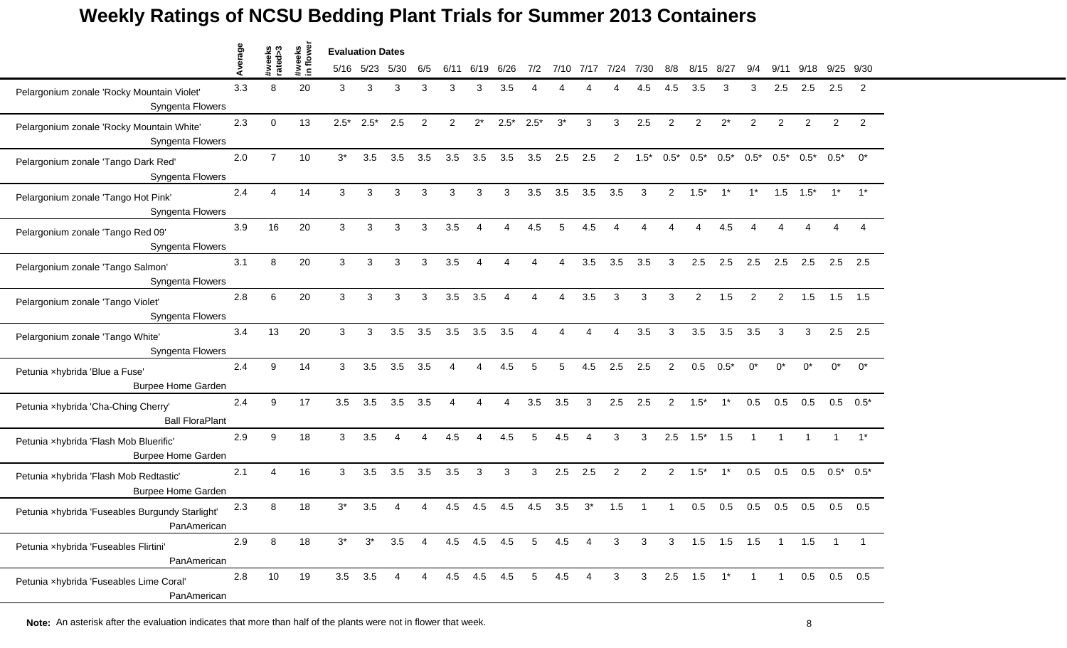# Weekly Ratings of NCSU Bedding Plant Trials for Summer 2013 Containers

| | Average | #weeks rated>3 | #weeks in flower | Evaluation Dates 5/16 | 5/23 | 5/30 | 6/5 | 6/11 | 6/19 | 6/26 | 7/2 | 7/10 | 7/17 | 7/24 | 7/30 | 8/8 | 8/15 | 8/27 | 9/4 | 9/11 | 9/18 | 9/25 | 9/30 |
|---|---|---|---|---|---|---|---|---|---|---|---|---|---|---|---|---|---|---|---|---|---|---|---|
| Pelargonium zonale 'Rocky Mountain Violet' Syngenta Flowers | 3.3 | 8 | 20 | 3 | 3 | 3 | 3 | 3 | 3 | 3.5 | 4 | 4 | 4 | 4 | 4.5 | 4.5 | 3.5 | 3 | 3 | 2.5 | 2.5 | 2.5 | 2 |
| Pelargonium zonale 'Rocky Mountain White' Syngenta Flowers | 2.3 | 0 | 13 | 2.5* | 2.5* | 2.5 | 2 | 2 | 2* | 2.5* | 2.5* | 3* | 3 | 3 | 2.5 | 2 | 2 | 2* | 2 | 2 | 2 | 2 | 2 |
| Pelargonium zonale 'Tango Dark Red' Syngenta Flowers | 2.0 | 7 | 10 | 3* | 3.5 | 3.5 | 3.5 | 3.5 | 3.5 | 3.5 | 3.5 | 2.5 | 2.5 | 2 | 1.5* | 0.5* | 0.5* | 0.5* | 0.5* | 0.5* | 0.5* | 0.5* | 0* |
| Pelargonium zonale 'Tango Hot Pink' Syngenta Flowers | 2.4 | 4 | 14 | 3 | 3 | 3 | 3 | 3 | 3 | 3 | 3.5 | 3.5 | 3.5 | 3.5 | 3 | 2 | 1.5* | 1* | 1* | 1.5 | 1.5* | 1* | 1* |
| Pelargonium zonale 'Tango Red 09' Syngenta Flowers | 3.9 | 16 | 20 | 3 | 3 | 3 | 3 | 3.5 | 4 | 4 | 4.5 | 5 | 4.5 | 4 | 4 | 4 | 4 | 4.5 | 4 | 4 | 4 | 4 | 4 |
| Pelargonium zonale 'Tango Salmon' Syngenta Flowers | 3.1 | 8 | 20 | 3 | 3 | 3 | 3 | 3.5 | 4 | 4 | 4 | 4 | 3.5 | 3.5 | 3.5 | 3 | 2.5 | 2.5 | 2.5 | 2.5 | 2.5 | 2.5 | 2.5 |
| Pelargonium zonale 'Tango Violet' Syngenta Flowers | 2.8 | 6 | 20 | 3 | 3 | 3 | 3 | 3.5 | 3.5 | 4 | 4 | 4 | 3.5 | 3 | 3 | 3 | 2 | 1.5 | 2 | 2 | 1.5 | 1.5 | 1.5 |
| Pelargonium zonale 'Tango White' Syngenta Flowers | 3.4 | 13 | 20 | 3 | 3 | 3.5 | 3.5 | 3.5 | 3.5 | 3.5 | 4 | 4 | 4 | 4 | 3.5 | 3 | 3.5 | 3.5 | 3.5 | 3 | 3 | 2.5 | 2.5 |
| Petunia ×hybrida 'Blue a Fuse' Burpee Home Garden | 2.4 | 9 | 14 | 3 | 3.5 | 3.5 | 3.5 | 4 | 4 | 4.5 | 5 | 5 | 4.5 | 2.5 | 2.5 | 2 | 0.5 | 0.5* | 0* | 0* | 0* | 0* | 0* |
| Petunia ×hybrida 'Cha-Ching Cherry' Ball FloraPlant | 2.4 | 9 | 17 | 3.5 | 3.5 | 3.5 | 3.5 | 4 | 4 | 4 | 3.5 | 3.5 | 3 | 2.5 | 2.5 | 2 | 1.5* | 1* | 0.5 | 0.5 | 0.5 | 0.5 | 0.5* |
| Petunia ×hybrida 'Flash Mob Bluerific' Burpee Home Garden | 2.9 | 9 | 18 | 3 | 3.5 | 4 | 4 | 4.5 | 4 | 4.5 | 5 | 4.5 | 4 | 3 | 3 | 2.5 | 1.5* | 1.5 | 1 | 1 | 1 | 1 | 1* |
| Petunia ×hybrida 'Flash Mob Redtastic' Burpee Home Garden | 2.1 | 4 | 16 | 3 | 3.5 | 3.5 | 3.5 | 3.5 | 3 | 3 | 3 | 2.5 | 2.5 | 2 | 2 | 2 | 1.5* | 1* | 0.5 | 0.5 | 0.5 | 0.5* | 0.5* |
| Petunia ×hybrida 'Fuseables Burgundy Starlight' PanAmerican | 2.3 | 8 | 18 | 3* | 3.5 | 4 | 4 | 4.5 | 4.5 | 4.5 | 4.5 | 3.5 | 3* | 1.5 | 1 | 1 | 0.5 | 0.5 | 0.5 | 0.5 | 0.5 | 0.5 | 0.5 |
| Petunia ×hybrida 'Fuseables Flirtini' PanAmerican | 2.9 | 8 | 18 | 3* | 3* | 3.5 | 4 | 4.5 | 4.5 | 4.5 | 5 | 4.5 | 4 | 3 | 3 | 3 | 1.5 | 1.5 | 1.5 | 1 | 1.5 | 1 | 1 |
| Petunia ×hybrida 'Fuseables Lime Coral' PanAmerican | 2.8 | 10 | 19 | 3.5 | 3.5 | 4 | 4 | 4.5 | 4.5 | 4.5 | 5 | 4.5 | 4 | 3 | 3 | 2.5 | 1.5 | 1* | 1 | 1 | 0.5 | 0.5 | 0.5 |

**Note:** An asterisk after the evaluation indicates that more than half of the plants were not in flower that week.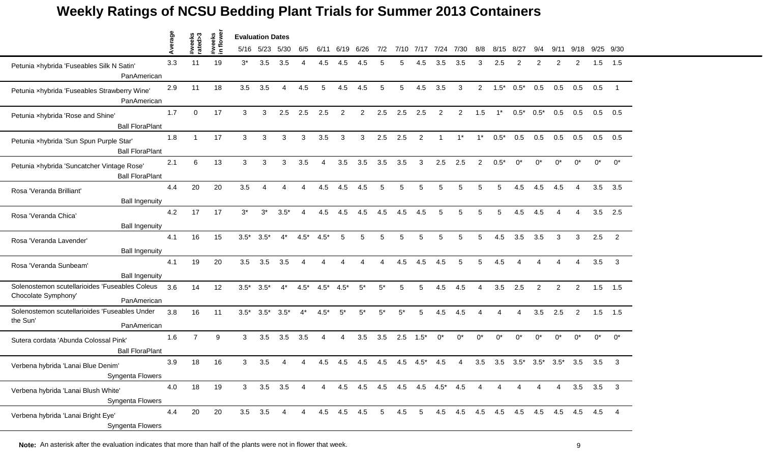# Weekly Ratings of NCSU Bedding Plant Trials for Summer 2013 Containers

| | Average | #weeks rated>3 | #weeks in flower | 5/16 | 5/23 | 5/30 | 6/5 | 6/11 | 6/19 | 6/26 | 7/2 | 7/10 | 7/17 | 7/24 | 7/30 | 8/8 | 8/15 | 8/27 | 9/4 | 9/11 | 9/18 | 9/25 | 9/30 |
|---|---|---|---|---|---|---|---|---|---|---|---|---|---|---|---|---|---|---|---|---|---|---|---|
| | | | | Evaluation Dates | | | | | | | | | | | | | | | | | | | |
| Petunia ×hybrida 'Fuseables Silk N Satin' PanAmerican | 3.3 | 11 | 19 | 3* | 3.5 | 3.5 | 4 | 4.5 | 4.5 | 4.5 | 5 | 5 | 4.5 | 3.5 | 3.5 | 3 | 2.5 | 2 | 2 | 2 | 2 | 1.5 | 1.5 |
| Petunia ×hybrida 'Fuseables Strawberry Wine' PanAmerican | 2.9 | 11 | 18 | 3.5 | 3.5 | 4 | 4.5 | 5 | 4.5 | 4.5 | 5 | 5 | 4.5 | 3.5 | 3 | 2 | 1.5* | 0.5* | 0.5 | 0.5 | 0.5 | 0.5 | 1 |
| Petunia ×hybrida 'Rose and Shine' Ball FloraPlant | 1.7 | 0 | 17 | 3 | 3 | 2.5 | 2.5 | 2.5 | 2 | 2 | 2.5 | 2.5 | 2.5 | 2 | 2 | 1.5 | 1* | 0.5* | 0.5* | 0.5 | 0.5 | 0.5 | 0.5 |
| Petunia ×hybrida 'Sun Spun Purple Star' Ball FloraPlant | 1.8 | 1 | 17 | 3 | 3 | 3 | 3 | 3.5 | 3 | 3 | 2.5 | 2.5 | 2 | 1 | 1* | 1* | 0.5* | 0.5 | 0.5 | 0.5 | 0.5 | 0.5 | 0.5 |
| Petunia ×hybrida 'Suncatcher Vintage Rose' Ball FloraPlant | 2.1 | 6 | 13 | 3 | 3 | 3 | 3.5 | 4 | 3.5 | 3.5 | 3.5 | 3.5 | 3 | 2.5 | 2.5 | 2 | 0.5* | 0* | 0* | 0* | 0* | 0* | 0* |
| Rosa 'Veranda Brilliant' Ball Ingenuity | 4.4 | 20 | 20 | 3.5 | 4 | 4 | 4 | 4.5 | 4.5 | 4.5 | 5 | 5 | 5 | 5 | 5 | 5 | 5 | 4.5 | 4.5 | 4.5 | 4 | 3.5 | 3.5 |
| Rosa 'Veranda Chica' Ball Ingenuity | 4.2 | 17 | 17 | 3* | 3* | 3.5* | 4 | 4.5 | 4.5 | 4.5 | 4.5 | 4.5 | 4.5 | 5 | 5 | 5 | 5 | 4.5 | 4.5 | 4 | 4 | 3.5 | 2.5 |
| Rosa 'Veranda Lavender' Ball Ingenuity | 4.1 | 16 | 15 | 3.5* | 3.5* | 4* | 4.5* | 4.5* | 5 | 5 | 5 | 5 | 5 | 5 | 5 | 5 | 4.5 | 3.5 | 3.5 | 3 | 3 | 2.5 | 2 |
| Rosa 'Veranda Sunbeam' Ball Ingenuity | 4.1 | 19 | 20 | 3.5 | 3.5 | 3.5 | 4 | 4 | 4 | 4 | 4 | 4.5 | 4.5 | 4.5 | 5 | 5 | 4.5 | 4 | 4 | 4 | 4 | 3.5 | 3 |
| Solenostemon scutellarioides 'Fuseables Coleus Chocolate Symphony' PanAmerican | 3.6 | 14 | 12 | 3.5* | 3.5* | 4* | 4.5* | 4.5* | 4.5* | 5* | 5* | 5 | 5 | 4.5 | 4.5 | 4 | 3.5 | 2.5 | 2 | 2 | 2 | 1.5 | 1.5 |
| Solenostemon scutellarioides 'Fuseables Under the Sun' PanAmerican | 3.8 | 16 | 11 | 3.5* | 3.5* | 3.5* | 4* | 4.5* | 5* | 5* | 5* | 5* | 5 | 4.5 | 4.5 | 4 | 4 | 4 | 3.5 | 2.5 | 2 | 1.5 | 1.5 |
| Sutera cordata 'Abunda Colossal Pink' Ball FloraPlant | 1.6 | 7 | 9 | 3 | 3.5 | 3.5 | 3.5 | 4 | 4 | 3.5 | 3.5 | 2.5 | 1.5* | 0* | 0* | 0* | 0* | 0* | 0* | 0* | 0* | 0* | 0* |
| Verbena hybrida 'Lanai Blue Denim' Syngenta Flowers | 3.9 | 18 | 16 | 3 | 3.5 | 4 | 4 | 4.5 | 4.5 | 4.5 | 4.5 | 4.5 | 4.5* | 4.5 | 4 | 3.5 | 3.5 | 3.5* | 3.5* | 3.5* | 3.5 | 3.5 | 3 |
| Verbena hybrida 'Lanai Blush White' Syngenta Flowers | 4.0 | 18 | 19 | 3 | 3.5 | 3.5 | 4 | 4 | 4.5 | 4.5 | 4.5 | 4.5 | 4.5 | 4.5* | 4.5 | 4 | 4 | 4 | 4 | 4 | 3.5 | 3.5 | 3 |
| Verbena hybrida 'Lanai Bright Eye' Syngenta Flowers | 4.4 | 20 | 20 | 3.5 | 3.5 | 4 | 4 | 4.5 | 4.5 | 4.5 | 5 | 4.5 | 5 | 4.5 | 4.5 | 4.5 | 4.5 | 4.5 | 4.5 | 4.5 | 4.5 | 4.5 | 4 |

**Note:** An asterisk after the evaluation indicates that more than half of the plants were not in flower that week.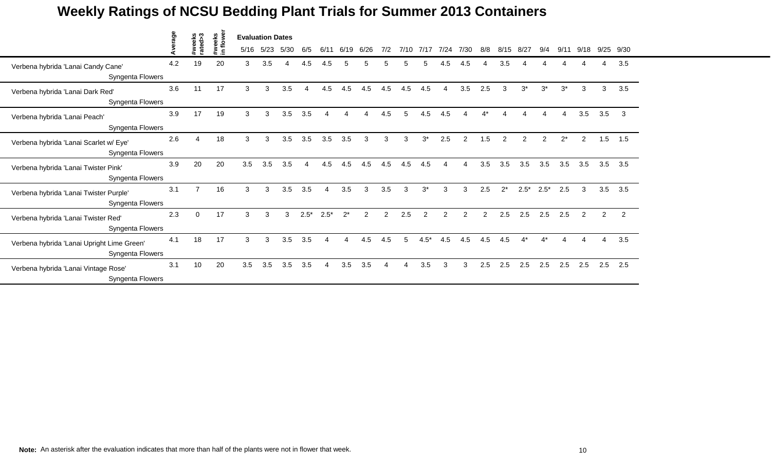# Weekly Ratings of NCSU Bedding Plant Trials for Summer 2013 Containers

| | Average | #weeks rated>3 | #weeks in flower | Evaluation Dates | | | | | | | | | | | | | | | | | | | |
|---|---|---|---|---|---|---|---|---|---|---|---|---|---|---|---|---|---|---|---|---|---|---|---|
| | | | | 5/16 | 5/23 | 5/30 | 6/5 | 6/11 | 6/19 | 6/26 | 7/2 | 7/10 | 7/17 | 7/24 | 7/30 | 8/8 | 8/15 | 8/27 | 9/4 | 9/11 | 9/18 | 9/25 | 9/30 |
| Verbena hybrida 'Lanai Candy Cane' Syngenta Flowers | 4.2 | 19 | 20 | 3 | 3.5 | 4 | 4.5 | 4.5 | 5 | 5 | 5 | 5 | 5 | 4.5 | 4.5 | 4 | 3.5 | 4 | 4 | 4 | 4 | 4 | 3.5 |
| Verbena hybrida 'Lanai Dark Red' Syngenta Flowers | 3.6 | 11 | 17 | 3 | 3 | 3.5 | 4 | 4.5 | 4.5 | 4.5 | 4.5 | 4.5 | 4.5 | 4 | 3.5 | 2.5 | 3 | 3* | 3* | 3* | 3 | 3 | 3.5 |
| Verbena hybrida 'Lanai Peach' Syngenta Flowers | 3.9 | 17 | 19 | 3 | 3 | 3.5 | 3.5 | 4 | 4 | 4 | 4.5 | 5 | 4.5 | 4.5 | 4 | 4* | 4 | 4 | 4 | 4 | 3.5 | 3.5 | 3 |
| Verbena hybrida 'Lanai Scarlet w/ Eye' Syngenta Flowers | 2.6 | 4 | 18 | 3 | 3 | 3.5 | 3.5 | 3.5 | 3.5 | 3 | 3 | 3 | 3* | 2.5 | 2 | 1.5 | 2 | 2 | 2 | 2* | 2 | 1.5 | 1.5 |
| Verbena hybrida 'Lanai Twister Pink' Syngenta Flowers | 3.9 | 20 | 20 | 3.5 | 3.5 | 3.5 | 4 | 4.5 | 4.5 | 4.5 | 4.5 | 4.5 | 4.5 | 4 | 4 | 3.5 | 3.5 | 3.5 | 3.5 | 3.5 | 3.5 | 3.5 | 3.5 |
| Verbena hybrida 'Lanai Twister Purple' Syngenta Flowers | 3.1 | 7 | 16 | 3 | 3 | 3.5 | 3.5 | 4 | 3.5 | 3 | 3.5 | 3 | 3* | 3 | 3 | 2.5 | 2* | 2.5* | 2.5* | 2.5 | 3 | 3.5 | 3.5 |
| Verbena hybrida 'Lanai Twister Red' Syngenta Flowers | 2.3 | 0 | 17 | 3 | 3 | 3 | 2.5* | 2.5* | 2* | 2 | 2 | 2.5 | 2 | 2 | 2 | 2 | 2.5 | 2.5 | 2.5 | 2.5 | 2 | 2 | 2 |
| Verbena hybrida 'Lanai Upright Lime Green' Syngenta Flowers | 4.1 | 18 | 17 | 3 | 3 | 3.5 | 3.5 | 4 | 4 | 4.5 | 4.5 | 5 | 4.5* | 4.5 | 4.5 | 4.5 | 4.5 | 4* | 4* | 4 | 4 | 4 | 3.5 |
| Verbena hybrida 'Lanai Vintage Rose' Syngenta Flowers | 3.1 | 10 | 20 | 3.5 | 3.5 | 3.5 | 3.5 | 4 | 3.5 | 3.5 | 4 | 4 | 3.5 | 3 | 3 | 2.5 | 2.5 | 2.5 | 2.5 | 2.5 | 2.5 | 2.5 | 2.5 |

**Note:** An asterisk after the evaluation indicates that more than half of the plants were not in flower that week.